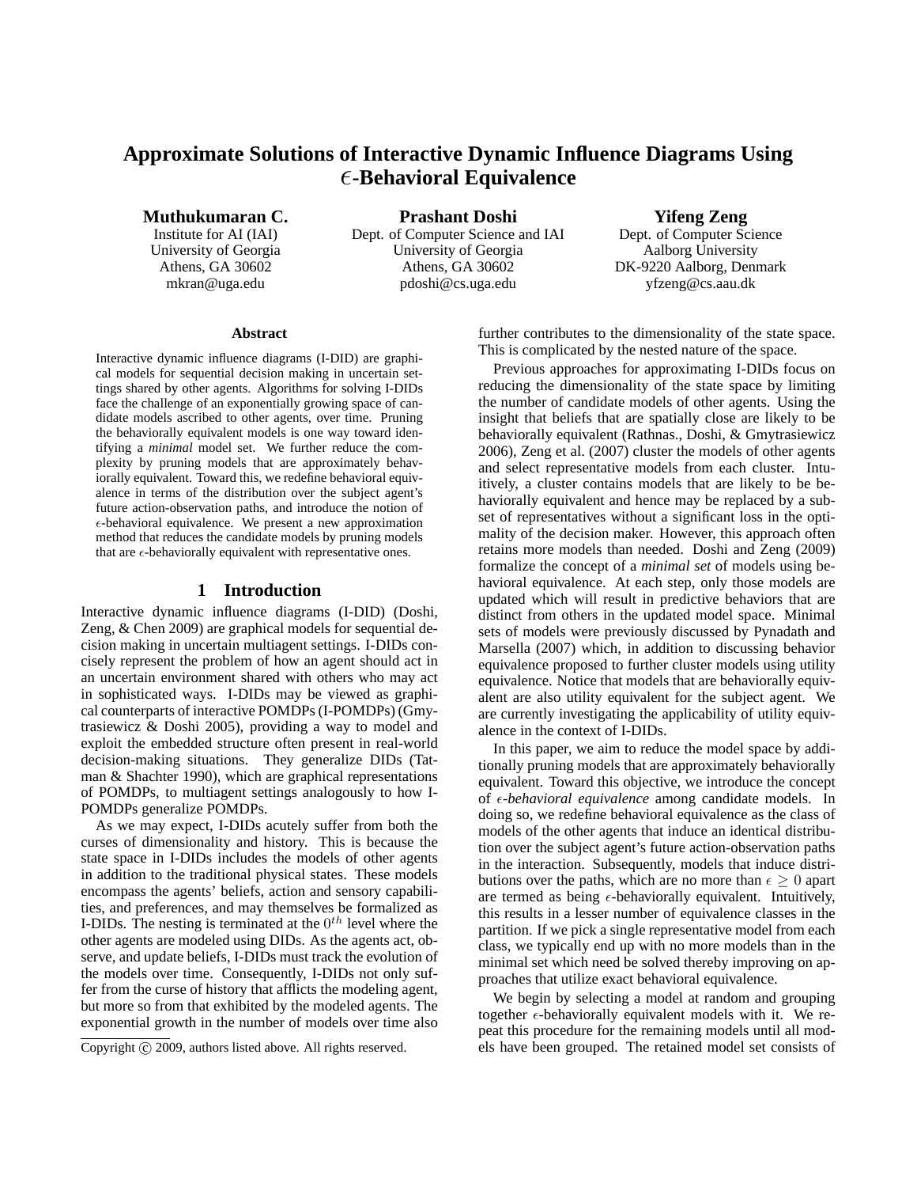# Approximate Solutions of Interactive Dynamic Influence Diagrams Using $\epsilon$-Behavioral Equivalence

**Muthukumaran C.**
Institute for AI (IAI)
University of Georgia
Athens, GA 30602
mkran@uga.edu

**Prashant Doshi**
Dept. of Computer Science and IAI
University of Georgia
Athens, GA 30602
pdoshi@cs.uga.edu

**Yifeng Zeng**
Dept. of Computer Science
Aalborg University
DK-9220 Aalborg, Denmark
yfzeng@cs.aau.dk

### Abstract

Interactive dynamic influence diagrams (I-DID) are graphical models for sequential decision making in uncertain settings shared by other agents. Algorithms for solving I-DIDs face the challenge of an exponentially growing space of candidate models ascribed to other agents, over time. Pruning the behaviorally equivalent models is one way toward identifying a *minimal* model set. We further reduce the complexity by pruning models that are approximately behaviorally equivalent. Toward this, we redefine behavioral equivalence in terms of the distribution over the subject agent's future action-observation paths, and introduce the notion of $\epsilon$-behavioral equivalence. We present a new approximation method that reduces the candidate models by pruning models that are $\epsilon$-behaviorally equivalent with representative ones.

## 1 Introduction

Interactive dynamic influence diagrams (I-DID) (Doshi, Zeng, & Chen 2009) are graphical models for sequential decision making in uncertain multiagent settings. I-DIDs concisely represent the problem of how an agent should act in an uncertain environment shared with others who may act in sophisticated ways. I-DIDs may be viewed as graphical counterparts of interactive POMDPs (I-POMDPs) (Gmytrasiewicz & Doshi 2005), providing a way to model and exploit the embedded structure often present in real-world decision-making situations. They generalize DIDs (Tatman & Shachter 1990), which are graphical representations of POMDPs, to multiagent settings analogously to how I-POMDPs generalize POMDPs.

As we may expect, I-DIDs acutely suffer from both the curses of dimensionality and history. This is because the state space in I-DIDs includes the models of other agents in addition to the traditional physical states. These models encompass the agents' beliefs, action and sensory capabilities, and preferences, and may themselves be formalized as I-DIDs. The nesting is terminated at the $0^{th}$ level where the other agents are modeled using DIDs. As the agents act, observe, and update beliefs, I-DIDs must track the evolution of the models over time. Consequently, I-DIDs not only suffer from the curse of history that afflicts the modeling agent, but more so from that exhibited by the modeled agents. The exponential growth in the number of models over time also further contributes to the dimensionality of the state space. This is complicated by the nested nature of the space.

Previous approaches for approximating I-DIDs focus on reducing the dimensionality of the state space by limiting the number of candidate models of other agents. Using the insight that beliefs that are spatially close are likely to be behaviorally equivalent (Rathnas., Doshi, & Gmytrasiewicz 2006), Zeng et al. (2007) cluster the models of other agents and select representative models from each cluster. Intuitively, a cluster contains models that are likely to be behaviorally equivalent and hence may be replaced by a subset of representatives without a significant loss in the optimality of the decision maker. However, this approach often retains more models than needed. Doshi and Zeng (2009) formalize the concept of a *minimal set* of models using behavioral equivalence. At each step, only those models are updated which will result in predictive behaviors that are distinct from others in the updated model space. Minimal sets of models were previously discussed by Pynadath and Marsella (2007) which, in addition to discussing behavior equivalence proposed to further cluster models using utility equivalence. Notice that models that are behaviorally equivalent are also utility equivalent for the subject agent. We are currently investigating the applicability of utility equivalence in the context of I-DIDs.

In this paper, we aim to reduce the model space by additionally pruning models that are approximately behaviorally equivalent. Toward this objective, we introduce the concept of *$\epsilon$-behavioral equivalence* among candidate models. In doing so, we redefine behavioral equivalence as the class of models of the other agents that induce an identical distribution over the subject agent's future action-observation paths in the interaction. Subsequently, models that induce distributions over the paths, which are no more than $\epsilon \geq 0$ apart are termed as being $\epsilon$-behaviorally equivalent. Intuitively, this results in a lesser number of equivalence classes in the partition. If we pick a single representative model from each class, we typically end up with no more models than in the minimal set which need be solved thereby improving on approaches that utilize exact behavioral equivalence.

We begin by selecting a model at random and grouping together $\epsilon$-behaviorally equivalent models with it. We repeat this procedure for the remaining models until all models have been grouped. The retained model set consists of

Copyright © 2009, authors listed above. All rights reserved.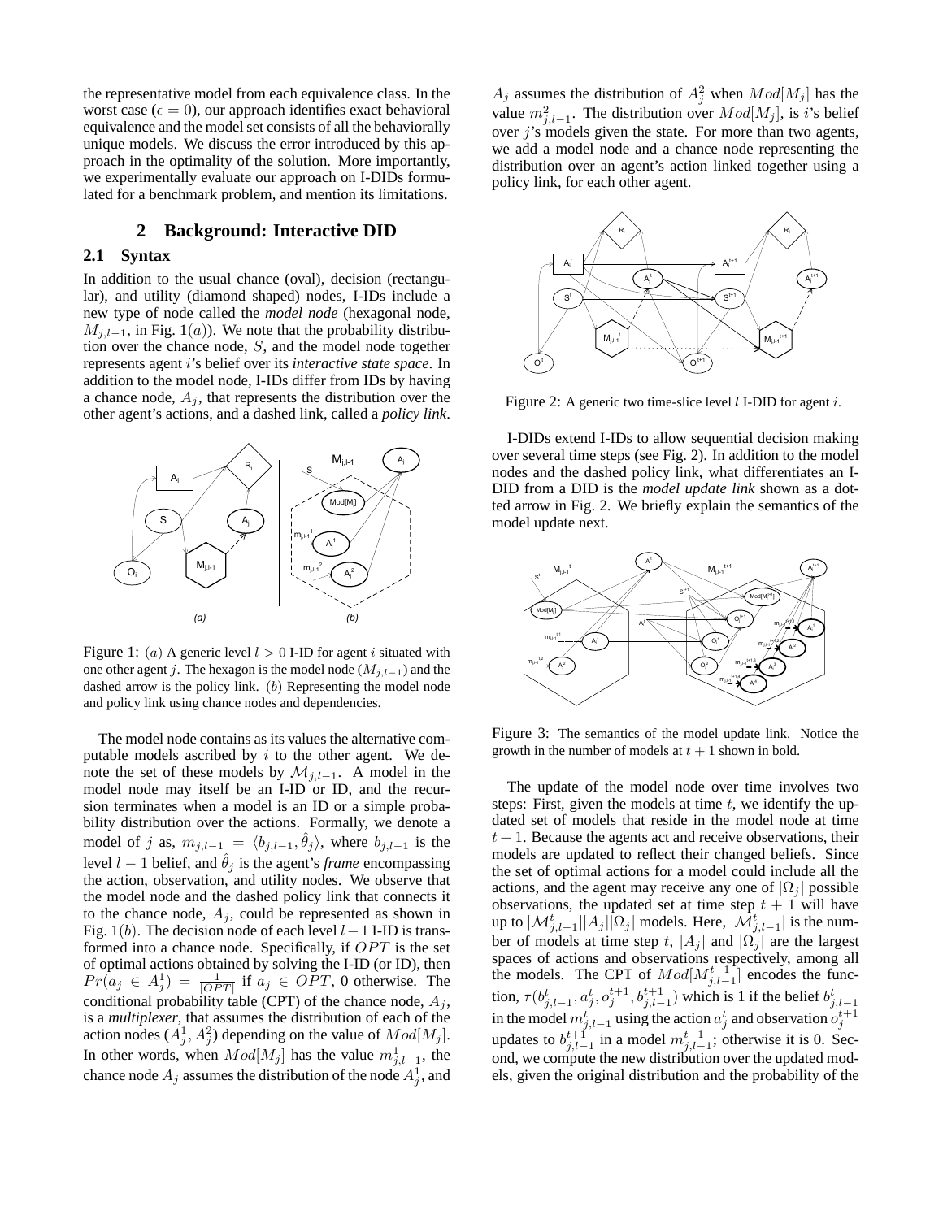the representative model from each equivalence class. In the worst case ($\epsilon = 0$), our approach identifies exact behavioral equivalence and the model set consists of all the behaviorally unique models. We discuss the error introduced by this approach in the optimality of the solution. More importantly, we experimentally evaluate our approach on I-DIDs formulated for a benchmark problem, and mention its limitations.

## 2 Background: Interactive DID

### 2.1 Syntax

In addition to the usual chance (oval), decision (rectangular), and utility (diamond shaped) nodes, I-IDs include a new type of node called the *model node* (hexagonal node, $M_{j,l-1}$, in Fig. 1$(a)$). We note that the probability distribution over the chance node, $S$, and the model node together represents agent $i$'s belief over its *interactive state space*. In addition to the model node, I-IDs differ from IDs by having a chance node, $A_j$, that represents the distribution over the other agent's actions, and a dashed link, called a *policy link*.

Figure 1: $(a)$ A generic level $l > 0$ I-ID for agent $i$ situated with one other agent $j$. The hexagon is the model node ($M_{j,l-1}$) and the dashed arrow is the policy link. $(b)$ Representing the model node and policy link using chance nodes and dependencies.

The model node contains as its values the alternative computable models ascribed by $i$ to the other agent. We denote the set of these models by $\mathcal{M}_{j,l-1}$. A model in the model node may itself be an I-ID or ID, and the recursion terminates when a model is an ID or a simple probability distribution over the actions. Formally, we denote a model of $j$ as, $m_{j,l-1} = \langle b_{j,l-1}, \hat{\theta}_j \rangle$, where $b_{j,l-1}$ is the level $l-1$ belief, and $\hat{\theta}_j$ is the agent's *frame* encompassing the action, observation, and utility nodes. We observe that the model node and the dashed policy link that connects it to the chance node, $A_j$, could be represented as shown in Fig. 1$(b)$. The decision node of each level $l-1$ I-ID is transformed into a chance node. Specifically, if $OPT$ is the set of optimal actions obtained by solving the I-ID (or ID), then $Pr(a_j \in A_j^1) = \frac{1}{|OPT|}$ if $a_j \in OPT$, 0 otherwise. The conditional probability table (CPT) of the chance node, $A_j$, is a *multiplexer*, that assumes the distribution of each of the action nodes ($A_j^1, A_j^2$) depending on the value of $Mod[M_j]$. In other words, when $Mod[M_j]$ has the value $m^1_{j,l-1}$, the chance node $A_j$ assumes the distribution of the node $A_j^1$, and $A_j$ assumes the distribution of $A_j^2$ when $Mod[M_j]$ has the value $m^2_{j,l-1}$. The distribution over $Mod[M_j]$, is $i$'s belief over $j$'s models given the state. For more than two agents, we add a model node and a chance node representing the distribution over an agent's action linked together using a policy link, for each other agent.

Figure 2: A generic two time-slice level $l$ I-DID for agent $i$.

I-DIDs extend I-IDs to allow sequential decision making over several time steps (see Fig. 2). In addition to the model nodes and the dashed policy link, what differentiates an I-DID from a DID is the *model update link* shown as a dotted arrow in Fig. 2. We briefly explain the semantics of the model update next.

Figure 3: The semantics of the model update link. Notice the growth in the number of models at $t+1$ shown in bold.

The update of the model node over time involves two steps: First, given the models at time $t$, we identify the updated set of models that reside in the model node at time $t+1$. Because the agents act and receive observations, their models are updated to reflect their changed beliefs. Since the set of optimal actions for a model could include all the actions, and the agent may receive any one of $|\Omega_j|$ possible observations, the updated set at time step $t+1$ will have up to $|\mathcal{M}^t_{j,l-1}||A_j||\Omega_j|$ models. Here, $|\mathcal{M}^t_{j,l-1}|$ is the number of models at time step $t$, $|A_j|$ and $|\Omega_j|$ are the largest spaces of actions and observations respectively, among all the models. The CPT of $Mod[M^{t+1}_{j,l-1}]$ encodes the function, $\tau(b^t_{j,l-1}, a^t_j, o^{t+1}_j, b^{t+1}_{j,l-1})$ which is 1 if the belief $b^t_{j,l-1}$ in the model $m^t_{j,l-1}$ using the action $a^t_j$ and observation $o^{t+1}_j$ updates to $b^{t+1}_{j,l-1}$ in a model $m^{t+1}_{j,l-1}$; otherwise it is 0. Second, we compute the new distribution over the updated models, given the original distribution and the probability of the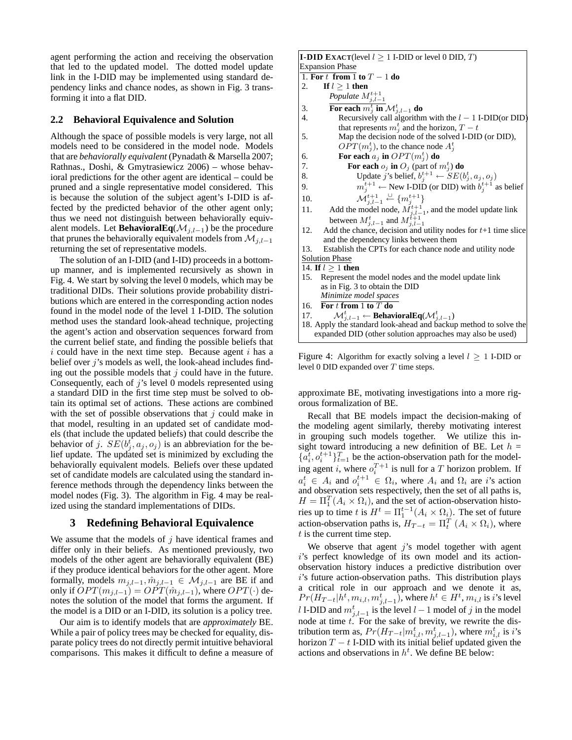agent performing the action and receiving the observation that led to the updated model. The dotted model update link in the I-DID may be implemented using standard dependency links and chance nodes, as shown in Fig. 3 transforming it into a flat DID.

## 2.2 Behavioral Equivalence and Solution

Although the space of possible models is very large, not all models need to be considered in the model node. Models that are *behaviorally equivalent* (Pynadath & Marsella 2007; Rathnas., Doshi, & Gmytrasiewicz 2006) – whose behavioral predictions for the other agent are identical – could be pruned and a single representative model considered. This is because the solution of the subject agent's I-DID is affected by the predicted behavior of the other agent only; thus we need not distinguish between behaviorally equivalent models. Let **BehavioralEq**($\mathcal{M}_{j,l-1}$) be the procedure that prunes the behaviorally equivalent models from $\mathcal{M}_{j,l-1}$ returning the set of representative models.

The solution of an I-DID (and I-ID) proceeds in a bottom-up manner, and is implemented recursively as shown in Fig. 4. We start by solving the level 0 models, which may be traditional DIDs. Their solutions provide probability distributions which are entered in the corresponding action nodes found in the model node of the level 1 I-DID. The solution method uses the standard look-ahead technique, projecting the agent's action and observation sequences forward from the current belief state, and finding the possible beliefs that $i$ could have in the next time step. Because agent $i$ has a belief over $j$'s models as well, the look-ahead includes finding out the possible models that $j$ could have in the future. Consequently, each of $j$'s level 0 models represented using a standard DID in the first time step must be solved to obtain its optimal set of actions. These actions are combined with the set of possible observations that $j$ could make in that model, resulting in an updated set of candidate models (that include the updated beliefs) that could describe the behavior of $j$. $SE(b_j^t, a_j, o_j)$ is an abbreviation for the belief update. The updated set is minimized by excluding the behaviorally equivalent models. Beliefs over these updated set of candidate models are calculated using the standard inference methods through the dependency links between the model nodes (Fig. 3). The algorithm in Fig. 4 may be realized using the standard implementations of DIDs.

**I-DID EXACT**(level $l \geq 1$ I-DID or level 0 DID, $T$)

Expansion Phase

1. **For** $t$ **from** 1 **to** $T-1$ **do**
2. **If** $l \geq 1$ **then** *Populate* $M_{j,l-1}^{t+1}$
3. **For each** $m_j^t$ **in** $\mathcal{M}_{j,l-1}^t$ **do**
4. Recursively call algorithm with the $l-1$ I-DID(or DID) that represents $m_j^t$ and the horizon, $T-t$
5. Map the decision node of the solved I-DID (or DID), $OPT(m_j^t)$, to the chance node $A_j^t$
6. **For each** $a_j$ **in** $OPT(m_j^t)$ **do**
7. **For each** $o_j$ **in** $O_j$ (part of $m_j^t$) **do**
8. Update $j$'s belief, $b_j^{t+1} \leftarrow SE(b_j^t, a_j, o_j)$
9. $m_j^{t+1} \leftarrow$ New I-DID (or DID) with $b_j^{t+1}$ as belief
10. $\mathcal{M}_{j,l-1}^{t+1} \overset{\cup}{\leftarrow} \{m_j^{t+1}\}$
11. Add the model node, $M_{j,l-1}^{t+1}$, and the model update link between $M_{j,l-1}^t$ and $M_{j,l-1}^{t+1}$
12. Add the chance, decision and utility nodes for $t$+1 time slice and the dependency links between them
13. Establish the CPTs for each chance node and utility node

Solution Phase

14. **If** $l \geq 1$ **then**
15. Represent the model nodes and the model update link as in Fig. 3 to obtain the DID *Minimize model spaces*
16. **For** $t$ **from** 1 **to** $T$ **do**
17. $\mathcal{M}_{j,l-1}^t \leftarrow$ **BehavioralEq**($\mathcal{M}_{j,l-1}^t$)
18. Apply the standard look-ahead and backup method to solve the expanded DID (other solution approaches may also be used)

Figure 4: Algorithm for exactly solving a level $l \geq 1$ I-DID or level 0 DID expanded over $T$ time steps.

# 3 Redefining Behavioral Equivalence

We assume that the models of $j$ have identical frames and differ only in their beliefs. As mentioned previously, two models of the other agent are behaviorally equivalent (BE) if they produce identical behaviors for the other agent. More formally, models $m_{j,l-1}, \hat{m}_{j,l-1} \in \mathcal{M}_{j,l-1}$ are BE if and only if $OPT(m_{j,l-1}) = OPT(\hat{m}_{j,l-1})$, where $OPT(\cdot)$ denotes the solution of the model that forms the argument. If the model is a DID or an I-DID, its solution is a policy tree.

Our aim is to identify models that are *approximately* BE. While a pair of policy trees may be checked for equality, disparate policy trees do not directly permit intuitive behavioral comparisons. This makes it difficult to define a measure of approximate BE, motivating investigations into a more rigorous formalization of BE.

Recall that BE models impact the decision-making of the modeling agent similarly, thereby motivating interest in grouping such models together. We utilize this insight toward introducing a new definition of BE. Let $h = \{a_i^t, o_i^{t+1}\}_{t=1}^T$ be the action-observation path for the modeling agent $i$, where $o_i^{T+1}$ is null for a $T$ horizon problem. If $a_i^t \in A_i$ and $o_i^{t+1} \in \Omega_i$, where $A_i$ and $\Omega_i$ are $i$'s action and observation sets respectively, then the set of all paths is, $H = \Pi_1^T(A_i \times \Omega_i)$, and the set of action-observation histories up to time $t$ is $H^t = \Pi_1^{t-1}(A_i \times \Omega_i)$. The set of future action-observation paths is, $H_{T-t} = \Pi_t^T(A_i \times \Omega_i)$, where $t$ is the current time step.

We observe that agent $j$'s model together with agent $i$'s perfect knowledge of its own model and its action-observation history induces a predictive distribution over $i$'s future action-observation paths. This distribution plays a critical role in our approach and we denote it as, $Pr(H_{T-t}|h^t, m_{i,l}, m_{j,l-1}^t)$, where $h^t \in H^t$, $m_{i,l}$ is $i$'s level $l$ I-DID and $m_{j,l-1}^t$ is the level $l-1$ model of $j$ in the model node at time $t$. For the sake of brevity, we rewrite the distribution term as, $Pr(H_{T-t}|m_{i,l}^t, m_{j,l-1}^t)$, where $m_{i,l}^t$ is $i$'s horizon $T-t$ I-DID with its initial belief updated given the actions and observations in $h^t$. We define BE below: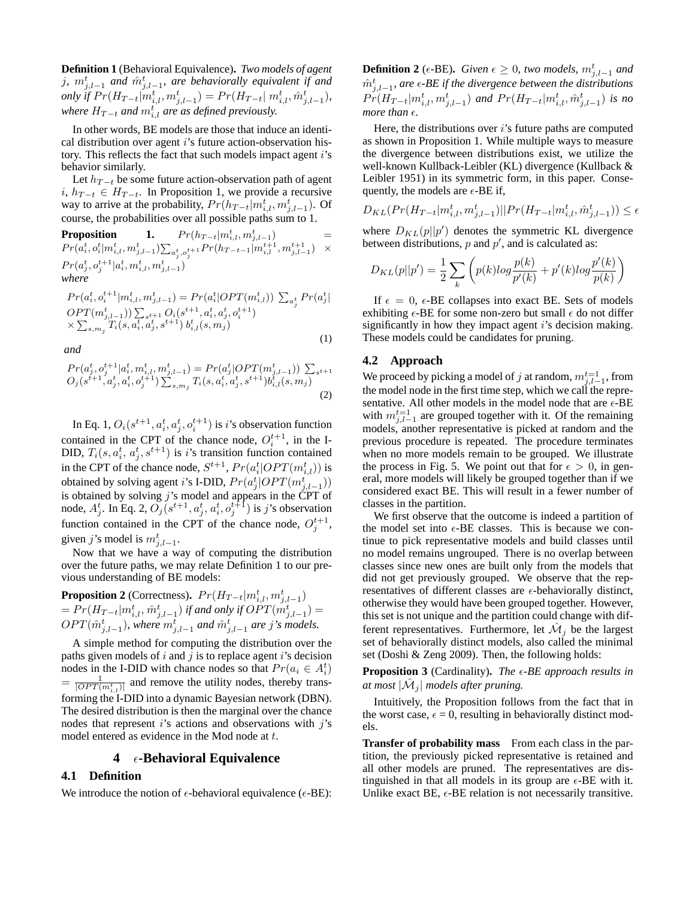**Definition 1** (Behavioral Equivalence)**.** *Two models of agent $j$, $m^t_{j,l-1}$ and $\hat{m}^t_{j,l-1}$, are behaviorally equivalent if and only if $Pr(H_{T-t}|m^t_{i,l}, m^t_{j,l-1}) = Pr(H_{T-t}|\ m^t_{i,l}, \hat{m}^t_{j,l-1})$, where $H_{T-t}$ and $m^t_{i,l}$ are as defined previously.*

In other words, BE models are those that induce an identical distribution over agent $i$'s future action-observation history. This reflects the fact that such models impact agent $i$'s behavior similarly.

Let $h_{T-t}$ be some future action-observation path of agent $i$, $h_{T-t} \in H_{T-t}$. In Proposition 1, we provide a recursive way to arrive at the probability, $Pr(h_{T-t}|m^t_{i,l}, m^t_{j,l-1})$. Of course, the probabilities over all possible paths sum to 1.

**Proposition 1.** $Pr(h_{T-t}|m^t_{i,l}, m^t_{j,l-1}) = Pr(a^t_i, o^t_i|m^t_{i,l}, m^t_{j,l-1}) \sum_{a^t_j, o^{t+1}_j} Pr(h_{T-t-1}|m^{t+1}_{i,l}, m^{t+1}_{j,l-1}) \times Pr(a^t_j, o^{t+1}_j|a^t_i, m^t_{i,l}, m^t_{j,l-1})$
*where*

$$Pr(a^t_i, o^{t+1}_i|m^t_{i,l}, m^t_{j,l-1}) = Pr(a^t_i|OPT(m^t_{i,l}))\ \sum_{a^t_j} Pr(a^t_j| OPT(m^t_{j,l-1})) \sum_{s^{t+1}} O_i(s^{t+1}, a^t_i, a^t_j, o^{t+1}_i) \times \sum_{s,m_j} T_i(s, a^t_i, a^t_j, s^{t+1})\ b^t_{i,l}(s, m_j) \tag{1}$$

*and*

$$Pr(a^t_j, o^{t+1}_j|a^t_i, m^t_{i,l}, m^t_{j,l-1}) = Pr(a^t_j|OPT(m^t_{j,l-1}))\ \sum_{s^{t+1}} O_j(s^{t+1}, a^t_j, a^t_i, o^{t+1}_j) \sum_{s,m_j} T_i(s, a^t_i, a^t_j, s^{t+1}) b^t_{i,l}(s, m_j) \tag{2}$$

In Eq. 1, $O_i(s^{t+1}, a^t_i, a^t_j, o^{t+1}_i)$ is $i$'s observation function contained in the CPT of the chance node, $O^{t+1}_i$, in the I-DID, $T_i(s, a^t_i, a^t_j, s^{t+1})$ is $i$'s transition function contained in the CPT of the chance node, $S^{t+1}$, $Pr(a^t_i|OPT(m^t_{i,l}))$ is obtained by solving agent $i$'s I-DID, $Pr(a^t_j|OPT(m^t_{j,l-1}))$ is obtained by solving $j$'s model and appears in the CPT of node, $A^t_j$. In Eq. 2, $O_j(s^{t+1}, a^t_j, a^t_i, o^{t+1}_j)$ is $j$'s observation function contained in the CPT of the chance node, $O^{t+1}_j$, given $j$'s model is $m^t_{j,l-1}$.

Now that we have a way of computing the distribution over the future paths, we may relate Definition 1 to our previous understanding of BE models:

**Proposition 2** (Correctness)**.** *$Pr(H_{T-t}|m^t_{i,l}, m^t_{j,l-1}) = Pr(H_{T-t}|m^t_{i,l}, \hat{m}^t_{j,l-1})$ if and only if $OPT(m^t_{j,l-1}) = OPT(\hat{m}^t_{j,l-1})$, where $m^t_{j,l-1}$ and $\hat{m}^t_{j,l-1}$ are $j$'s models.*

A simple method for computing the distribution over the paths given models of $i$ and $j$ is to replace agent $i$'s decision nodes in the I-DID with chance nodes so that $Pr(a_i \in A^t_i) = \frac{1}{|OPT(m^t_{i,l})|}$ and remove the utility nodes, thereby transforming the I-DID into a dynamic Bayesian network (DBN). The desired distribution is then the marginal over the chance nodes that represent $i$'s actions and observations with $j$'s model entered as evidence in the Mod node at $t$.

## 4 $\epsilon$-Behavioral Equivalence

### 4.1 Definition

We introduce the notion of $\epsilon$-behavioral equivalence ($\epsilon$-BE):

**Definition 2** ($\epsilon$-BE)**.** *Given $\epsilon \geq 0$, two models, $m^t_{j,l-1}$ and $\hat{m}^t_{j,l-1}$, are $\epsilon$-BE if the divergence between the distributions $Pr(H_{T-t}|m^t_{i,l}, m^t_{j,l-1})$ and $Pr(H_{T-t}|m^t_{i,l}, \hat{m}^t_{j,l-1})$ is no more than $\epsilon$.*

Here, the distributions over $i$'s future paths are computed as shown in Proposition 1. While multiple ways to measure the divergence between distributions exist, we utilize the well-known Kullback-Leibler (KL) divergence (Kullback & Leibler 1951) in its symmetric form, in this paper. Consequently, the models are $\epsilon$-BE if,

$$D_{KL}(Pr(H_{T-t}|m^t_{i,l}, m^t_{j,l-1})||Pr(H_{T-t}|m^t_{i,l}, \hat{m}^t_{j,l-1})) \leq \epsilon$$

where $D_{KL}(p||p')$ denotes the symmetric KL divergence between distributions, $p$ and $p'$, and is calculated as:

$$D_{KL}(p||p') = \frac{1}{2} \sum_k \left( p(k) log \frac{p(k)}{p'(k)} + p'(k) log \frac{p'(k)}{p(k)} \right)$$

If $\epsilon = 0$, $\epsilon$-BE collapses into exact BE. Sets of models exhibiting $\epsilon$-BE for some non-zero but small $\epsilon$ do not differ significantly in how they impact agent $i$'s decision making. These models could be candidates for pruning.

### 4.2 Approach

We proceed by picking a model of $j$ at random, $m^{t=1}_{j,l-1}$, from the model node in the first time step, which we call the representative. All other models in the model node that are $\epsilon$-BE with $m^{t=1}_{j,l-1}$ are grouped together with it. Of the remaining models, another representative is picked at random and the previous procedure is repeated. The procedure terminates when no more models remain to be grouped. We illustrate the process in Fig. 5. We point out that for $\epsilon > 0$, in general, more models will likely be grouped together than if we considered exact BE. This will result in a fewer number of classes in the partition.

We first observe that the outcome is indeed a partition of the model set into $\epsilon$-BE classes. This is because we continue to pick representative models and build classes until no model remains ungrouped. There is no overlap between classes since new ones are built only from the models that did not get previously grouped. We observe that the representatives of different classes are $\epsilon$-behaviorally distinct, otherwise they would have been grouped together. However, this set is not unique and the partition could change with different representatives. Furthermore, let $\hat{\mathcal{M}}_j$ be the largest set of behaviorally distinct models, also called the minimal set (Doshi & Zeng 2009). Then, the following holds:

**Proposition 3** (Cardinality)**.** *The $\epsilon$-BE approach results in at most $|\hat{\mathcal{M}}_j|$ models after pruning.*

Intuitively, the Proposition follows from the fact that in the worst case, $\epsilon$ = 0, resulting in behaviorally distinct models.

**Transfer of probability mass** From each class in the partition, the previously picked representative is retained and all other models are pruned. The representatives are distinguished in that all models in its group are $\epsilon$-BE with it. Unlike exact BE, $\epsilon$-BE relation is not necessarily transitive.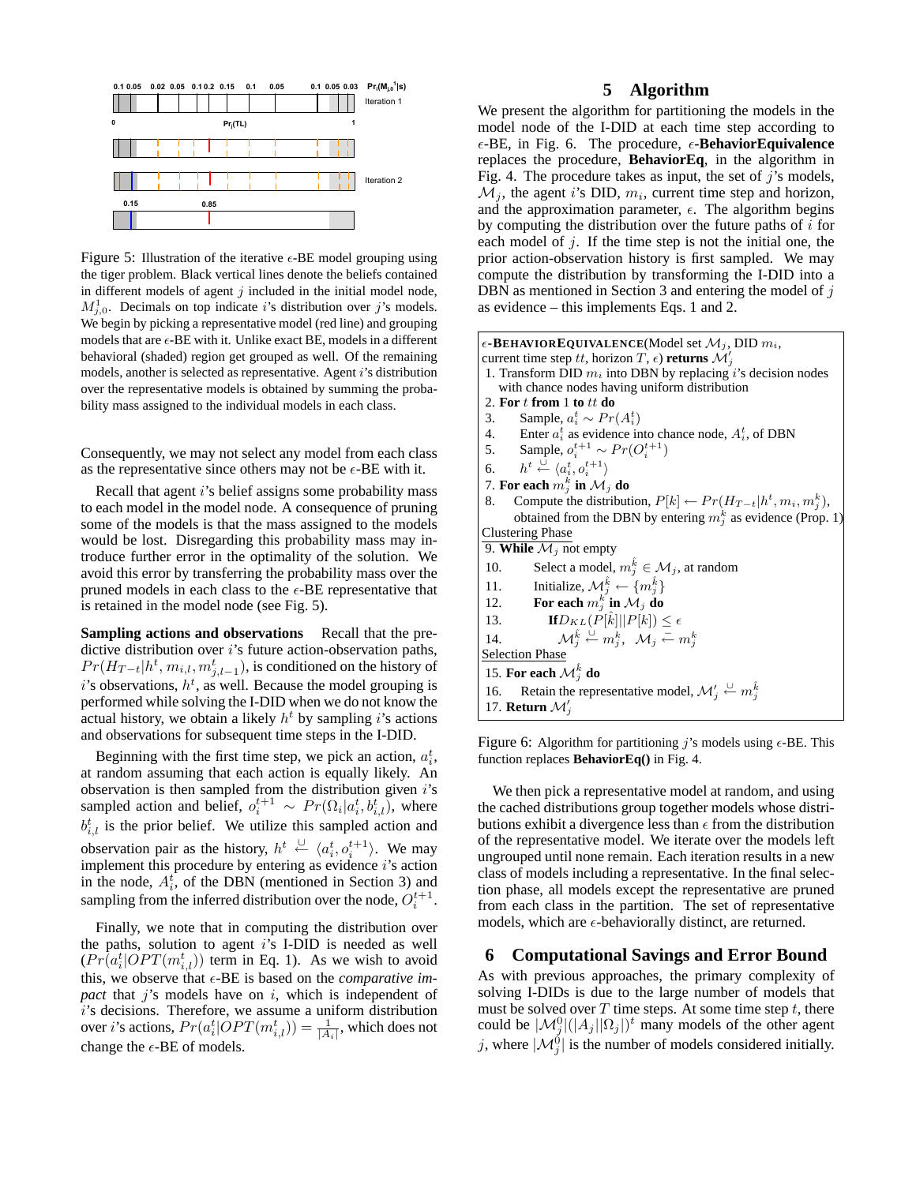Figure 5: Illustration of the iterative $\epsilon$-BE model grouping using the tiger problem. Black vertical lines denote the beliefs contained in different models of agent $j$ included in the initial model node, $M^1_{j,0}$. Decimals on top indicate $i$'s distribution over $j$'s models. We begin by picking a representative model (red line) and grouping models that are $\epsilon$-BE with it. Unlike exact BE, models in a different behavioral (shaded) region get grouped as well. Of the remaining models, another is selected as representative. Agent $i$'s distribution over the representative models is obtained by summing the probability mass assigned to the individual models in each class.

Consequently, we may not select any model from each class as the representative since others may not be $\epsilon$-BE with it.

Recall that agent $i$'s belief assigns some probability mass to each model in the model node. A consequence of pruning some of the models is that the mass assigned to the models would be lost. Disregarding this probability mass may introduce further error in the optimality of the solution. We avoid this error by transferring the probability mass over the pruned models in each class to the $\epsilon$-BE representative that is retained in the model node (see Fig. 5).

**Sampling actions and observations** Recall that the predictive distribution over $i$'s future action-observation paths, $Pr(H_{T-t}|h^t, m_{i,l}, m^t_{j,l-1})$, is conditioned on the history of $i$'s observations, $h^t$, as well. Because the model grouping is performed while solving the I-DID when we do not know the actual history, we obtain a likely $h^t$ by sampling $i$'s actions and observations for subsequent time steps in the I-DID.

Beginning with the first time step, we pick an action, $a^t_i$, at random assuming that each action is equally likely. An observation is then sampled from the distribution given $i$'s sampled action and belief, $o^{t+1}_i \sim Pr(\Omega_i|a^t_i, b^t_{i,l})$, where $b^t_{i,l}$ is the prior belief. We utilize this sampled action and observation pair as the history, $h^t \stackrel{\cup}{\leftarrow} \langle a^t_i, o^{t+1}_i\rangle$. We may implement this procedure by entering as evidence $i$'s action in the node, $A^t_i$, of the DBN (mentioned in Section 3) and sampling from the inferred distribution over the node, $O^{t+1}_i$.

Finally, we note that in computing the distribution over the paths, solution to agent $i$'s I-DID is needed as well ($Pr(a^t_i|OPT(m^t_{i,l}))$ term in Eq. 1). As we wish to avoid this, we observe that $\epsilon$-BE is based on the *comparative impact* that $j$'s models have on $i$, which is independent of $i$'s decisions. Therefore, we assume a uniform distribution over $i$'s actions, $Pr(a^t_i|OPT(m^t_{i,l})) = \frac{1}{|A_i|}$, which does not change the $\epsilon$-BE of models.

## 5 Algorithm

We present the algorithm for partitioning the models in the model node of the I-DID at each time step according to $\epsilon$-BE, in Fig. 6. The procedure, $\epsilon$-**BehaviorEquivalence** replaces the procedure, **BehaviorEq**, in the algorithm in Fig. 4. The procedure takes as input, the set of $j$'s models, $\mathcal{M}_j$, the agent $i$'s DID, $m_i$, current time step and horizon, and the approximation parameter, $\epsilon$. The algorithm begins by computing the distribution over the future paths of $i$ for each model of $j$. If the time step is not the initial one, the prior action-observation history is first sampled. We may compute the distribution by transforming the I-DID into a DBN as mentioned in Section 3 and entering the model of $j$ as evidence – this implements Eqs. 1 and 2.

```
ε-BEHAVIOREQUIVALENCE(Model set M_j, DID m_i,
current time step tt, horizon T, ε) returns M'_j
 1. Transform DID m_i into DBN by replacing i's decision nodes
    with chance nodes having uniform distribution
 2. For t from 1 to tt do
 3.    Sample, a_i^t ~ Pr(A_i^t)
 4.    Enter a_i^t as evidence into chance node, A_i^t, of DBN
 5.    Sample, o_i^{t+1} ~ Pr(O_i^{t+1})
 6.    h^t ←∪ ⟨a_i^t, o_i^{t+1}⟩
 7. For each m_j^k in M_j do
 8.   Compute the distribution, P[k] ← Pr(H_{T-t}|h^t, m_i, m_j^k),
      obtained from the DBN by entering m_j^k as evidence (Prop. 1)
Clustering Phase
 9. While M_j not empty
10.     Select a model, m_j^k̂ ∈ M_j, at random
11.     Initialize, M_j^k̂ ← {m_j^k̂}
12.     For each m_j^k in M_j do
13.        If D_KL(P[k̂]||P[k]) ≤ ε
14.          M_j^k̂ ←∪ m_j^k,  M_j ←− m_j^k
Selection Phase
15. For each M_j^k̂ do
16.    Retain the representative model, M'_j ←∪ m_j^k̂
17. Return M'_j
```

Figure 6: Algorithm for partitioning $j$'s models using $\epsilon$-BE. This function replaces **BehaviorEq()** in Fig. 4.

We then pick a representative model at random, and using the cached distributions group together models whose distributions exhibit a divergence less than $\epsilon$ from the distribution of the representative model. We iterate over the models left ungrouped until none remain. Each iteration results in a new class of models including a representative. In the final selection phase, all models except the representative are pruned from each class in the partition. The set of representative models, which are $\epsilon$-behaviorally distinct, are returned.

## 6 Computational Savings and Error Bound

As with previous approaches, the primary complexity of solving I-DIDs is due to the large number of models that must be solved over $T$ time steps. At some time step $t$, there could be $|\mathcal{M}^0_j|(|A_j||\Omega_j|)^t$ many models of the other agent $j$, where $|\mathcal{M}^0_j|$ is the number of models considered initially.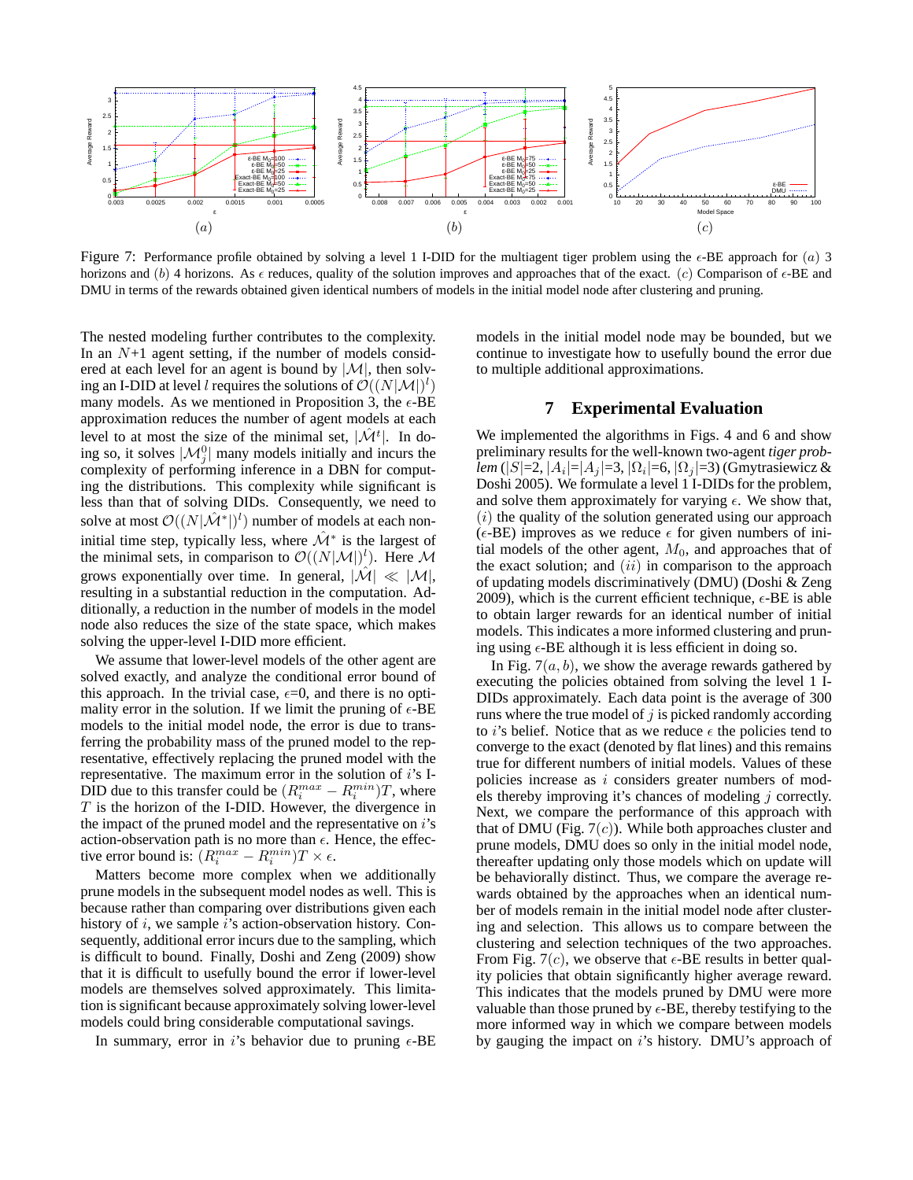Figure 7: Performance profile obtained by solving a level 1 I-DID for the multiagent tiger problem using the $\epsilon$-BE approach for $(a)$ 3 horizons and $(b)$ 4 horizons. As $\epsilon$ reduces, quality of the solution improves and approaches that of the exact. $(c)$ Comparison of $\epsilon$-BE and DMU in terms of the rewards obtained given identical numbers of models in the initial model node after clustering and pruning.

The nested modeling further contributes to the complexity. In an $N$+1 agent setting, if the number of models considered at each level for an agent is bound by $|\mathcal{M}|$, then solving an I-DID at level $l$ requires the solutions of $\mathcal{O}((N|\mathcal{M}|)^l)$ many models. As we mentioned in Proposition 3, the $\epsilon$-BE approximation reduces the number of agent models at each level to at most the size of the minimal set, $|\hat{\mathcal{M}}^t|$. In doing so, it solves $|\mathcal{M}_j^0|$ many models initially and incurs the complexity of performing inference in a DBN for computing the distributions. This complexity while significant is less than that of solving DIDs. Consequently, we need to solve at most $\mathcal{O}((N|\hat{\mathcal{M}}^*|)^l)$ number of models at each non-initial time step, typically less, where $\hat{\mathcal{M}}^*$ is the largest of the minimal sets, in comparison to $\mathcal{O}((N|\mathcal{M}|)^l)$. Here $\mathcal{M}$ grows exponentially over time. In general, $|\hat{\mathcal{M}}| \ll |\mathcal{M}|$, resulting in a substantial reduction in the computation. Additionally, a reduction in the number of models in the model node also reduces the size of the state space, which makes solving the upper-level I-DID more efficient.

We assume that lower-level models of the other agent are solved exactly, and analyze the conditional error bound of this approach. In the trivial case, $\epsilon$=0, and there is no optimality error in the solution. If we limit the pruning of $\epsilon$-BE models to the initial model node, the error is due to transferring the probability mass of the pruned model to the representative, effectively replacing the pruned model with the representative. The maximum error in the solution of $i$'s I-DID due to this transfer could be $(R_i^{max} - R_i^{min})T$, where $T$ is the horizon of the I-DID. However, the divergence in the impact of the pruned model and the representative on $i$'s action-observation path is no more than $\epsilon$. Hence, the effective error bound is: $(R_i^{max} - R_i^{min})T \times \epsilon$.

Matters become more complex when we additionally prune models in the subsequent model nodes as well. This is because rather than comparing over distributions given each history of $i$, we sample $i$'s action-observation history. Consequently, additional error incurs due to the sampling, which is difficult to bound. Finally, Doshi and Zeng (2009) show that it is difficult to usefully bound the error if lower-level models are themselves solved approximately. This limitation is significant because approximately solving lower-level models could bring considerable computational savings.

In summary, error in $i$'s behavior due to pruning $\epsilon$-BE models in the initial model node may be bounded, but we continue to investigate how to usefully bound the error due to multiple additional approximations.

## 7 Experimental Evaluation

We implemented the algorithms in Figs. 4 and 6 and show preliminary results for the well-known two-agent *tiger problem* ($|S|$=2, $|A_i|$=$|A_j|$=3, $|\Omega_i|$=6, $|\Omega_j|$=3) (Gmytrasiewicz & Doshi 2005). We formulate a level 1 I-DIDs for the problem, and solve them approximately for varying $\epsilon$. We show that, $(i)$ the quality of the solution generated using our approach ($\epsilon$-BE) improves as we reduce $\epsilon$ for given numbers of initial models of the other agent, $M_0$, and approaches that of the exact solution; and $(ii)$ in comparison to the approach of updating models discriminatively (DMU) (Doshi & Zeng 2009), which is the current efficient technique, $\epsilon$-BE is able to obtain larger rewards for an identical number of initial models. This indicates a more informed clustering and pruning using $\epsilon$-BE although it is less efficient in doing so.

In Fig. 7$(a, b)$, we show the average rewards gathered by executing the policies obtained from solving the level 1 I-DIDs approximately. Each data point is the average of 300 runs where the true model of $j$ is picked randomly according to $i$'s belief. Notice that as we reduce $\epsilon$ the policies tend to converge to the exact (denoted by flat lines) and this remains true for different numbers of initial models. Values of these policies increase as $i$ considers greater numbers of models thereby improving it's chances of modeling $j$ correctly. Next, we compare the performance of this approach with that of DMU (Fig. 7$(c)$). While both approaches cluster and prune models, DMU does so only in the initial model node, thereafter updating only those models which on update will be behaviorally distinct. Thus, we compare the average rewards obtained by the approaches when an identical number of models remain in the initial model node after clustering and selection. This allows us to compare between the clustering and selection techniques of the two approaches. From Fig. 7$(c)$, we observe that $\epsilon$-BE results in better quality policies that obtain significantly higher average reward. This indicates that the models pruned by DMU were more valuable than those pruned by $\epsilon$-BE, thereby testifying to the more informed way in which we compare between models by gauging the impact on $i$'s history. DMU's approach of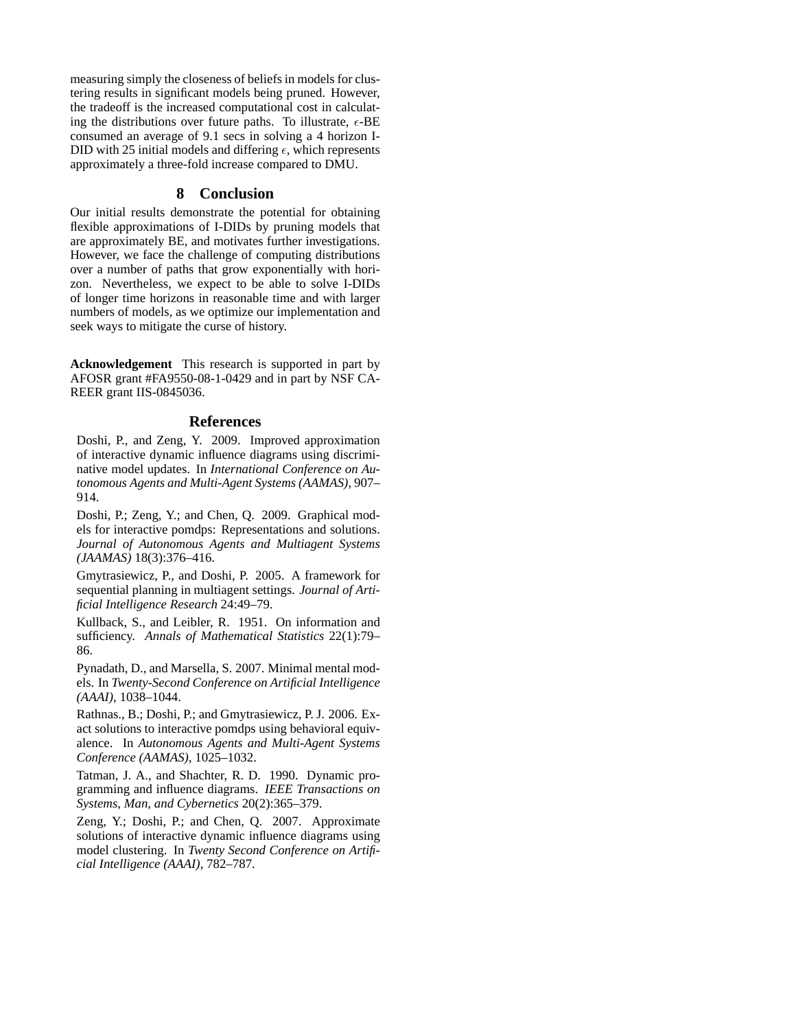measuring simply the closeness of beliefs in models for clustering results in significant models being pruned. However, the tradeoff is the increased computational cost in calculating the distributions over future paths. To illustrate, $\epsilon$-BE consumed an average of 9.1 secs in solving a 4 horizon I-DID with 25 initial models and differing $\epsilon$, which represents approximately a three-fold increase compared to DMU.

## 8 Conclusion

Our initial results demonstrate the potential for obtaining flexible approximations of I-DIDs by pruning models that are approximately BE, and motivates further investigations. However, we face the challenge of computing distributions over a number of paths that grow exponentially with horizon. Nevertheless, we expect to be able to solve I-DIDs of longer time horizons in reasonable time and with larger numbers of models, as we optimize our implementation and seek ways to mitigate the curse of history.

**Acknowledgement** This research is supported in part by AFOSR grant #FA9550-08-1-0429 and in part by NSF CAREER grant IIS-0845036.

## References

Doshi, P., and Zeng, Y. 2009. Improved approximation of interactive dynamic influence diagrams using discriminative model updates. In *International Conference on Autonomous Agents and Multi-Agent Systems (AAMAS)*, 907–914.

Doshi, P.; Zeng, Y.; and Chen, Q. 2009. Graphical models for interactive pomdps: Representations and solutions. *Journal of Autonomous Agents and Multiagent Systems (JAAMAS)* 18(3):376–416.

Gmytrasiewicz, P., and Doshi, P. 2005. A framework for sequential planning in multiagent settings. *Journal of Artificial Intelligence Research* 24:49–79.

Kullback, S., and Leibler, R. 1951. On information and sufficiency. *Annals of Mathematical Statistics* 22(1):79–86.

Pynadath, D., and Marsella, S. 2007. Minimal mental models. In *Twenty-Second Conference on Artificial Intelligence (AAAI)*, 1038–1044.

Rathnas., B.; Doshi, P.; and Gmytrasiewicz, P. J. 2006. Exact solutions to interactive pomdps using behavioral equivalence. In *Autonomous Agents and Multi-Agent Systems Conference (AAMAS)*, 1025–1032.

Tatman, J. A., and Shachter, R. D. 1990. Dynamic programming and influence diagrams. *IEEE Transactions on Systems, Man, and Cybernetics* 20(2):365–379.

Zeng, Y.; Doshi, P.; and Chen, Q. 2007. Approximate solutions of interactive dynamic influence diagrams using model clustering. In *Twenty Second Conference on Artificial Intelligence (AAAI)*, 782–787.